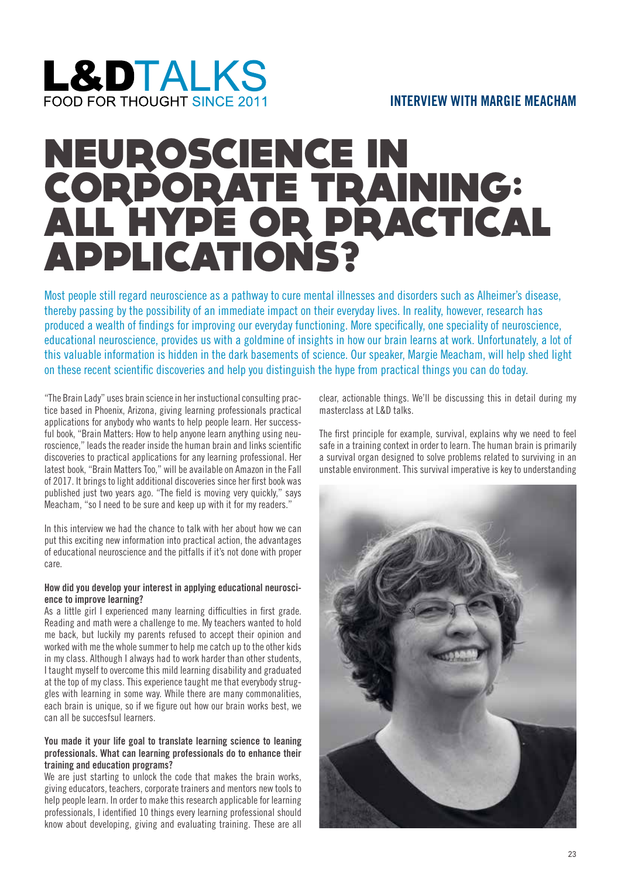L&DTALKS
FOOD FOR THOUGHT SINCE 2011

**INTERVIEW WITH MARGIE MEACHAM**

# NEUROSCIENCE IN CORPORATE TRAINING: ALL HYPE OR PRACTICAL APPLICATIONS?

Most people still regard neuroscience as a pathway to cure mental illnesses and disorders such as Alheimer's disease, thereby passing by the possibility of an immediate impact on their everyday lives. In reality, however, research has produced a wealth of findings for improving our everyday functioning. More specifically, one speciality of neuroscience, educational neuroscience, provides us with a goldmine of insights in how our brain learns at work. Unfortunately, a lot of this valuable information is hidden in the dark basements of science. Our speaker, Margie Meacham, will help shed light on these recent scientific discoveries and help you distinguish the hype from practical things you can do today.

"The Brain Lady" uses brain science in her instuctional consulting practice based in Phoenix, Arizona, giving learning professionals practical applications for anybody who wants to help people learn. Her successful book, "Brain Matters: How to help anyone learn anything using neuroscience," leads the reader inside the human brain and links scientific discoveries to practical applications for any learning professional. Her latest book, "Brain Matters Too," will be available on Amazon in the Fall of 2017. It brings to light additional discoveries since her first book was published just two years ago. "The field is moving very quickly," says Meacham, "so I need to be sure and keep up with it for my readers."

In this interview we had the chance to talk with her about how we can put this exciting new information into practical action, the advantages of educational neuroscience and the pitfalls if it's not done with proper care.

**How did you develop your interest in applying educational neuroscience to improve learning?**

As a little girl I experienced many learning difficulties in first grade. Reading and math were a challenge to me. My teachers wanted to hold me back, but luckily my parents refused to accept their opinion and worked with me the whole summer to help me catch up to the other kids in my class. Although I always had to work harder than other students, I taught myself to overcome this mild learning disability and graduated at the top of my class. This experience taught me that everybody struggles with learning in some way. While there are many commonalities, each brain is unique, so if we figure out how our brain works best, we can all be succesfsul learners.

**You made it your life goal to translate learning science to leaning professionals. What can learning professionals do to enhance their training and education programs?**

We are just starting to unlock the code that makes the brain works, giving educators, teachers, corporate trainers and mentors new tools to help people learn. In order to make this research applicable for learning professionals, I identified 10 things every learning professional should know about developing, giving and evaluating training. These are all clear, actionable things. We'll be discussing this in detail during my masterclass at L&D talks.

The first principle for example, survival, explains why we need to feel safe in a training context in order to learn. The human brain is primarily a survival organ designed to solve problems related to surviving in an unstable environment. This survival imperative is key to understanding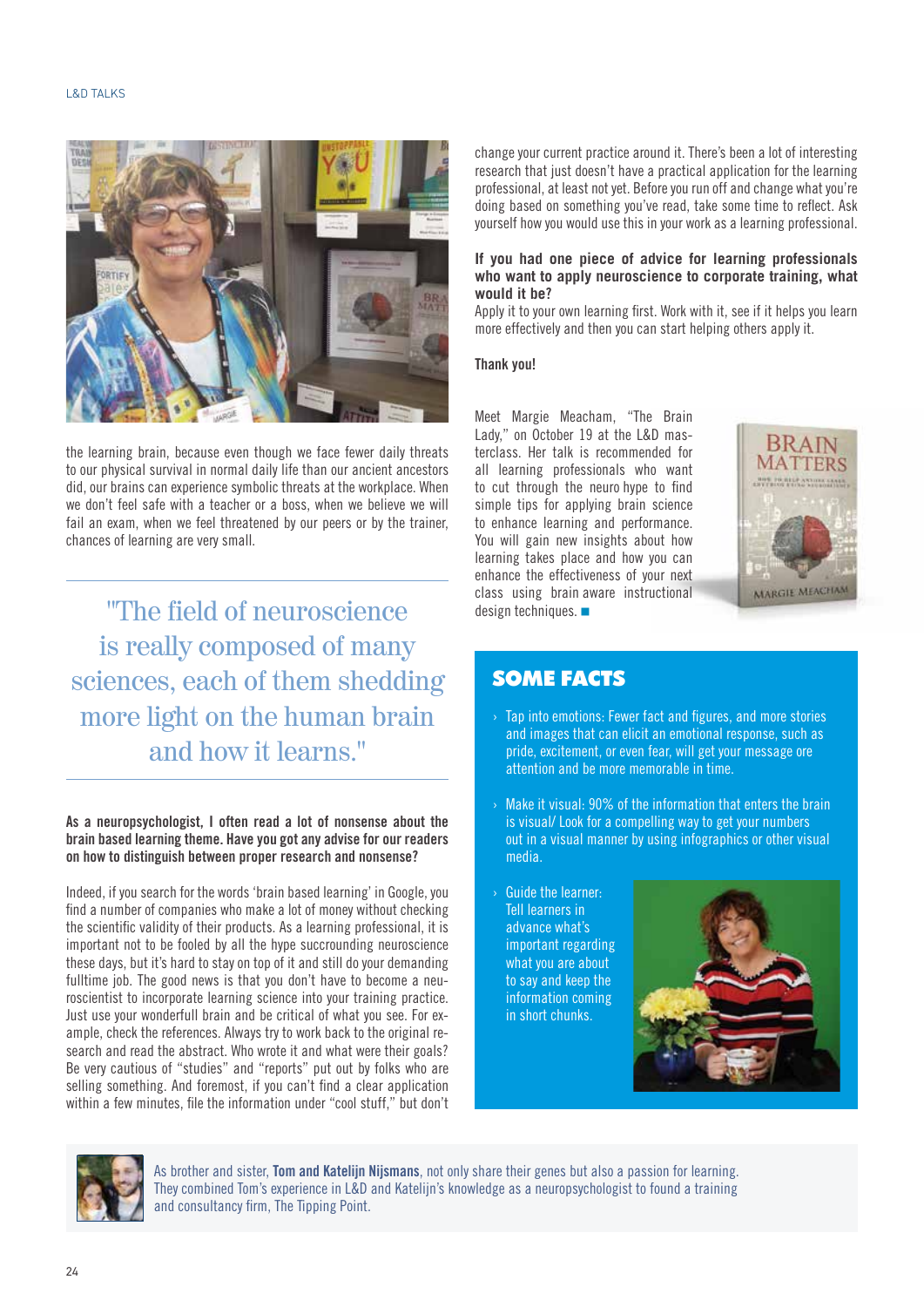the learning brain, because even though we face fewer daily threats to our physical survival in normal daily life than our ancient ancestors did, our brains can experience symbolic threats at the workplace. When we don't feel safe with a teacher or a boss, when we believe we will fail an exam, when we feel threatened by our peers or by the trainer, chances of learning are very small.

> "The field of neuroscience is really composed of many sciences, each of them shedding more light on the human brain and how it learns."

**As a neuropsychologist, I often read a lot of nonsense about the brain based learning theme. Have you got any advise for our readers on how to distinguish between proper research and nonsense?**

Indeed, if you search for the words 'brain based learning' in Google, you find a number of companies who make a lot of money without checking the scientific validity of their products. As a learning professional, it is important not to be fooled by all the hype succrounding neuroscience these days, but it's hard to stay on top of it and still do your demanding fulltime job. The good news is that you don't have to become a neuroscientist to incorporate learning science into your training practice. Just use your wonderfull brain and be critical of what you see. For example, check the references. Always try to work back to the original research and read the abstract. Who wrote it and what were their goals? Be very cautious of "studies" and "reports" put out by folks who are selling something. And foremost, if you can't find a clear application within a few minutes, file the information under "cool stuff," but don't change your current practice around it. There's been a lot of interesting research that just doesn't have a practical application for the learning professional, at least not yet. Before you run off and change what you're doing based on something you've read, take some time to reflect. Ask yourself how you would use this in your work as a learning professional.

**If you had one piece of advice for learning professionals who want to apply neuroscience to corporate training, what would it be?**

Apply it to your own learning first. Work with it, see if it helps you learn more effectively and then you can start helping others apply it.

**Thank you!**

Meet Margie Meacham, "The Brain Lady," on October 19 at the L&D masterclass. Her talk is recommended for all learning professionals who want to cut through the neuro hype to find simple tips for applying brain science to enhance learning and performance. You will gain new insights about how learning takes place and how you can enhance the effectiveness of your next class using brain aware instructional design techniques. ■

## SOME FACTS

- Tap into emotions: Fewer fact and figures, and more stories and images that can elicit an emotional response, such as pride, excitement, or even fear, will get your message ore attention and be more memorable in time.
- Make it visual: 90% of the information that enters the brain is visual/ Look for a compelling way to get your numbers out in a visual manner by using infographics or other visual media.
- Guide the learner: Tell learners in advance what's important regarding what you are about to say and keep the information coming in short chunks.

As brother and sister, **Tom and Katelijn Nijsmans**, not only share their genes but also a passion for learning. They combined Tom's experience in L&D and Katelijn's knowledge as a neuropsychologist to found a training and consultancy firm, The Tipping Point.